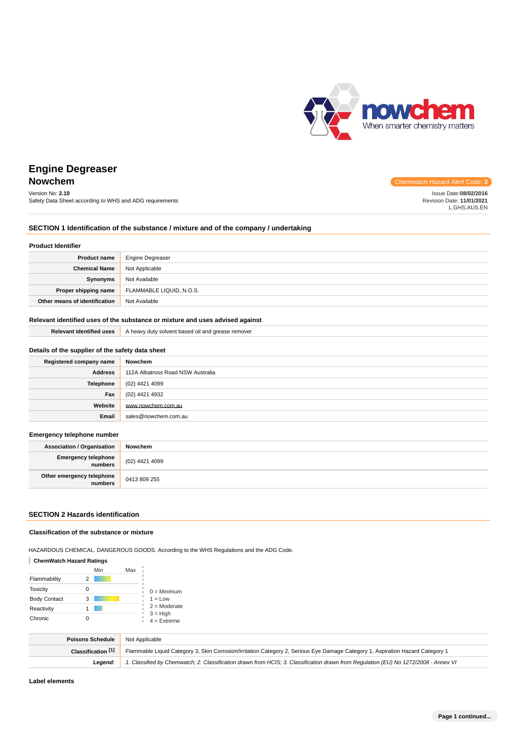# Engine Degreaser

## Nowchem

Chemwatch Hazard Alert Code: **3**

Version No: **2.10**
Safety Data Sheet according to WHS and ADG requirements

Issue Date:**08/02/2016**
Revision Date: **11/01/2021**
L.GHS.AUS.EN

## SECTION 1 Identification of the substance / mixture and of the company / undertaking

### Product Identifier

| | |
|---|---|
| **Product name** | Engine Degreaser |
| **Chemical Name** | Not Applicable |
| **Synonyms** | Not Available |
| **Proper shipping name** | FLAMMABLE LIQUID, N.O.S. |
| **Other means of identification** | Not Available |

### Relevant identified uses of the substance or mixture and uses advised against

| | |
|---|---|
| **Relevant identified uses** | A heavy duty solvent based oil and grease remover |

### Details of the supplier of the safety data sheet

| | |
|---|---|
| **Registered company name** | **Nowchem** |
| **Address** | 112A Albatross Road NSW Australia |
| **Telephone** | (02) 4421 4099 |
| **Fax** | (02) 4421 4932 |
| **Website** | www.nowchem.com.au |
| **Email** | sales@nowchem.com.au |

### Emergency telephone number

| | |
|---|---|
| **Association / Organisation** | **Nowchem** |
| **Emergency telephone numbers** | (02) 4421 4099 |
| **Other emergency telephone numbers** | 0413 809 255 |

## SECTION 2 Hazards identification

### Classification of the substance or mixture

HAZARDOUS CHEMICAL. DANGEROUS GOODS. According to the WHS Regulations and the ADG Code.

**ChemWatch Hazard Ratings**

| | Min | Max |
|---|---|---|
| Flammability | 2 | |
| Toxicity | 0 | |
| Body Contact | 3 | |
| Reactivity | 1 | |
| Chronic | 0 | |

0 = Minimum
1 = Low
2 = Moderate
3 = High
4 = Extreme

| | |
|---|---|
| **Poisons Schedule** | Not Applicable |
| **Classification [1]** | Flammable Liquid Category 3, Skin Corrosion/Irritation Category 2, Serious Eye Damage Category 1, Aspiration Hazard Category 1 |
| ***Legend:*** | *1. Classified by Chemwatch; 2. Classification drawn from HCIS; 3. Classification drawn from Regulation (EU) No 1272/2008 - Annex VI* |

### Label elements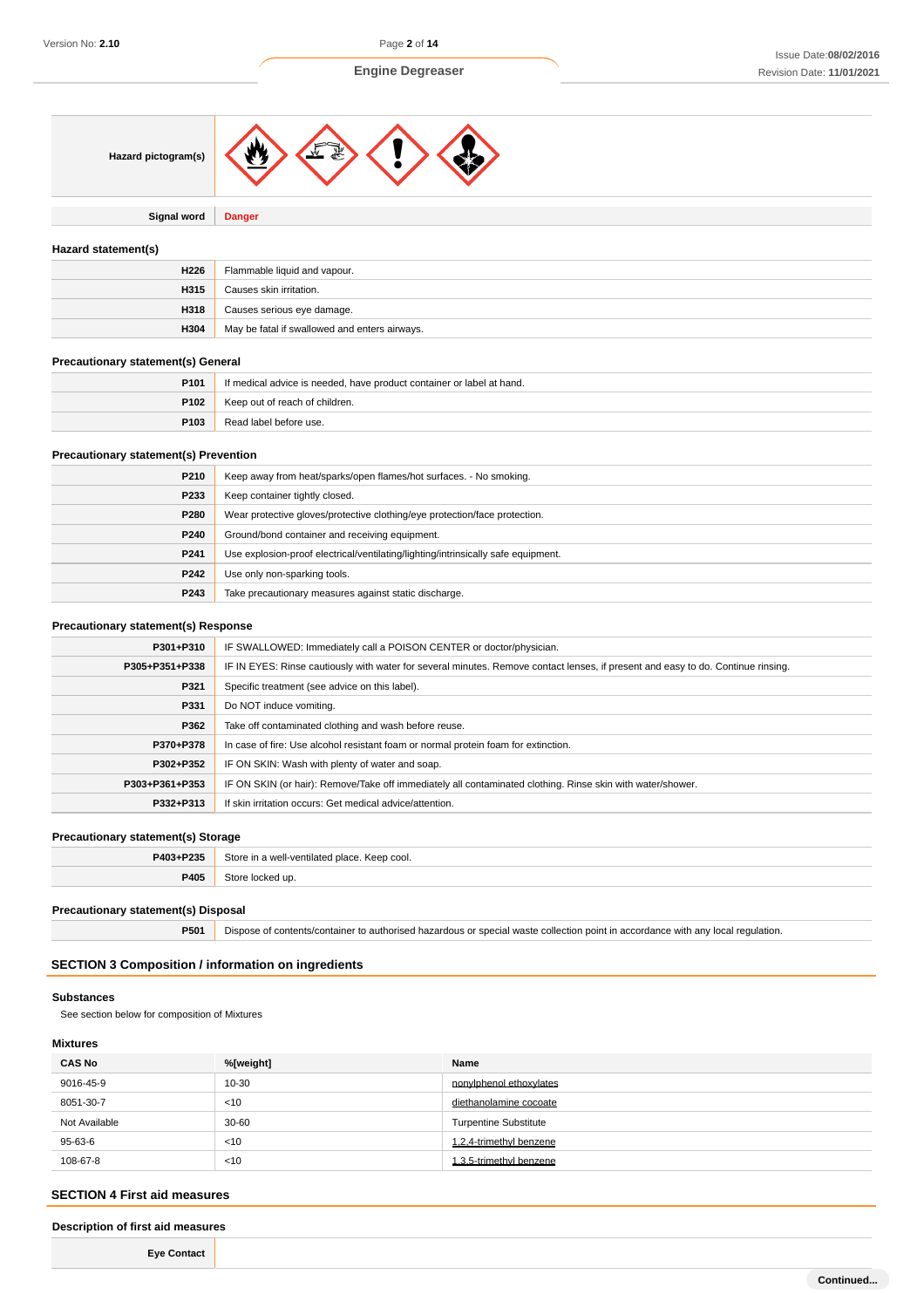| Hazard pictogram(s) | |
|---|---|

| Signal word | Danger |
|---|---|

### Hazard statement(s)

| | |
|---|---|
| H226 | Flammable liquid and vapour. |
| H315 | Causes skin irritation. |
| H318 | Causes serious eye damage. |
| H304 | May be fatal if swallowed and enters airways. |

### Precautionary statement(s) General

| | |
|---|---|
| P101 | If medical advice is needed, have product container or label at hand. |
| P102 | Keep out of reach of children. |
| P103 | Read label before use. |

### Precautionary statement(s) Prevention

| | |
|---|---|
| P210 | Keep away from heat/sparks/open flames/hot surfaces. - No smoking. |
| P233 | Keep container tightly closed. |
| P280 | Wear protective gloves/protective clothing/eye protection/face protection. |
| P240 | Ground/bond container and receiving equipment. |
| P241 | Use explosion-proof electrical/ventilating/lighting/intrinsically safe equipment. |
| P242 | Use only non-sparking tools. |
| P243 | Take precautionary measures against static discharge. |

### Precautionary statement(s) Response

| | |
|---|---|
| P301+P310 | IF SWALLOWED: Immediately call a POISON CENTER or doctor/physician. |
| P305+P351+P338 | IF IN EYES: Rinse cautiously with water for several minutes. Remove contact lenses, if present and easy to do. Continue rinsing. |
| P321 | Specific treatment (see advice on this label). |
| P331 | Do NOT induce vomiting. |
| P362 | Take off contaminated clothing and wash before reuse. |
| P370+P378 | In case of fire: Use alcohol resistant foam or normal protein foam for extinction. |
| P302+P352 | IF ON SKIN: Wash with plenty of water and soap. |
| P303+P361+P353 | IF ON SKIN (or hair): Remove/Take off immediately all contaminated clothing. Rinse skin with water/shower. |
| P332+P313 | If skin irritation occurs: Get medical advice/attention. |

### Precautionary statement(s) Storage

| | |
|---|---|
| P403+P235 | Store in a well-ventilated place. Keep cool. |
| P405 | Store locked up. |

### Precautionary statement(s) Disposal

| | |
|---|---|
| P501 | Dispose of contents/container to authorised hazardous or special waste collection point in accordance with any local regulation. |

## SECTION 3 Composition / information on ingredients

### Substances

See section below for composition of Mixtures

### Mixtures

| CAS No | %[weight] | Name |
|---|---|---|
| 9016-45-9 | 10-30 | nonylphenol ethoxylates |
| 8051-30-7 | <10 | diethanolamine cocoate |
| Not Available | 30-60 | Turpentine Substitute |
| 95-63-6 | <10 | 1,2,4-trimethyl benzene |
| 108-67-8 | <10 | 1,3,5-trimethyl benzene |

## SECTION 4 First aid measures

### Description of first aid measures

| Eye Contact | |
|---|---|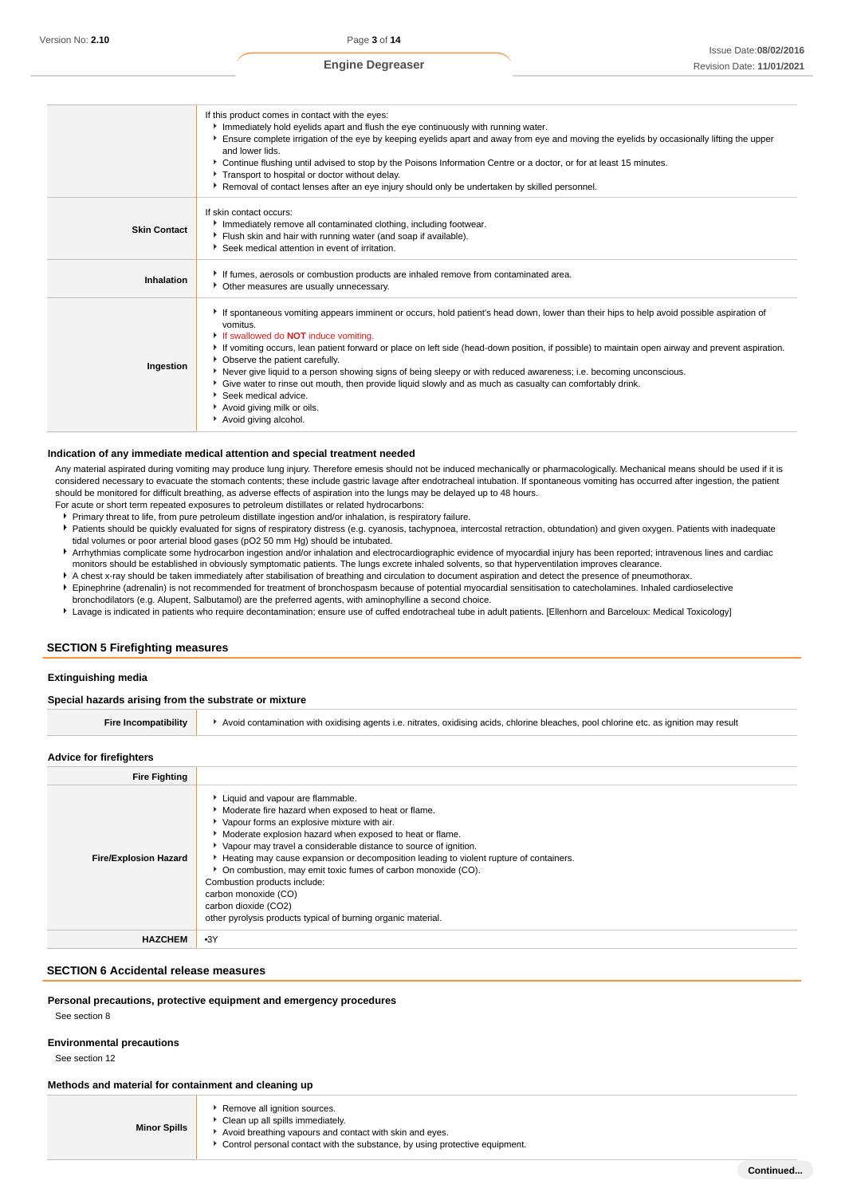| | |
|---|---|
| | If this product comes in contact with the eyes:<br>▸ Immediately hold eyelids apart and flush the eye continuously with running water.<br>▸ Ensure complete irrigation of the eye by keeping eyelids apart and away from eye and moving the eyelids by occasionally lifting the upper and lower lids.<br>▸ Continue flushing until advised to stop by the Poisons Information Centre or a doctor, or for at least 15 minutes.<br>▸ Transport to hospital or doctor without delay.<br>▸ Removal of contact lenses after an eye injury should only be undertaken by skilled personnel. |
| **Skin Contact** | If skin contact occurs:<br>▸ Immediately remove all contaminated clothing, including footwear.<br>▸ Flush skin and hair with running water (and soap if available).<br>▸ Seek medical attention in event of irritation. |
| **Inhalation** | ▸ If fumes, aerosols or combustion products are inhaled remove from contaminated area.<br>▸ Other measures are usually unnecessary. |
| **Ingestion** | ▸ If spontaneous vomiting appears imminent or occurs, hold patient's head down, lower than their hips to help avoid possible aspiration of vomitus.<br>▸ If swallowed do **NOT** induce vomiting.<br>▸ If vomiting occurs, lean patient forward or place on left side (head-down position, if possible) to maintain open airway and prevent aspiration.<br>▸ Observe the patient carefully.<br>▸ Never give liquid to a person showing signs of being sleepy or with reduced awareness; i.e. becoming unconscious.<br>▸ Give water to rinse out mouth, then provide liquid slowly and as much as casualty can comfortably drink.<br>▸ Seek medical advice.<br>▸ Avoid giving milk or oils.<br>▸ Avoid giving alcohol. |

### Indication of any immediate medical attention and special treatment needed

Any material aspirated during vomiting may produce lung injury. Therefore emesis should not be induced mechanically or pharmacologically. Mechanical means should be used if it is considered necessary to evacuate the stomach contents; these include gastric lavage after endotracheal intubation. If spontaneous vomiting has occurred after ingestion, the patient should be monitored for difficult breathing, as adverse effects of aspiration into the lungs may be delayed up to 48 hours.

For acute or short term repeated exposures to petroleum distillates or related hydrocarbons:

- Primary threat to life, from pure petroleum distillate ingestion and/or inhalation, is respiratory failure.
- Patients should be quickly evaluated for signs of respiratory distress (e.g. cyanosis, tachypnoea, intercostal retraction, obtundation) and given oxygen. Patients with inadequate tidal volumes or poor arterial blood gases ($pO_2$ 50 mm Hg) should be intubated.
- Arrhythmias complicate some hydrocarbon ingestion and/or inhalation and electrocardiographic evidence of myocardial injury has been reported; intravenous lines and cardiac monitors should be established in obviously symptomatic patients. The lungs excrete inhaled solvents, so that hyperventilation improves clearance.
- A chest x-ray should be taken immediately after stabilisation of breathing and circulation to document aspiration and detect the presence of pneumothorax.
- Epinephrine (adrenalin) is not recommended for treatment of bronchospasm because of potential myocardial sensitisation to catecholamines. Inhaled cardioselective bronchodilators (e.g. Alupent, Salbutamol) are the preferred agents, with aminophylline a second choice.
- Lavage is indicated in patients who require decontamination; ensure use of cuffed endotracheal tube in adult patients. [Ellenhorn and Barceloux: Medical Toxicology]

## SECTION 5 Firefighting measures

### Extinguishing media

### Special hazards arising from the substrate or mixture

| | |
|---|---|
| **Fire Incompatibility** | ▸ Avoid contamination with oxidising agents i.e. nitrates, oxidising acids, chlorine bleaches, pool chlorine etc. as ignition may result |

### Advice for firefighters

| | |
|---|---|
| **Fire Fighting** | |
| **Fire/Explosion Hazard** | ▸ Liquid and vapour are flammable.<br>▸ Moderate fire hazard when exposed to heat or flame.<br>▸ Vapour forms an explosive mixture with air.<br>▸ Moderate explosion hazard when exposed to heat or flame.<br>▸ Vapour may travel a considerable distance to source of ignition.<br>▸ Heating may cause expansion or decomposition leading to violent rupture of containers.<br>▸ On combustion, may emit toxic fumes of carbon monoxide (CO).<br>Combustion products include:<br>carbon monoxide (CO)<br>carbon dioxide ($CO_2$)<br>other pyrolysis products typical of burning organic material. |
| **HAZCHEM** | •3Y |

## SECTION 6 Accidental release measures

### Personal precautions, protective equipment and emergency procedures

See section 8

### Environmental precautions

See section 12

### Methods and material for containment and cleaning up

| | |
|---|---|
| **Minor Spills** | ▸ Remove all ignition sources.<br>▸ Clean up all spills immediately.<br>▸ Avoid breathing vapours and contact with skin and eyes.<br>▸ Control personal contact with the substance, by using protective equipment. |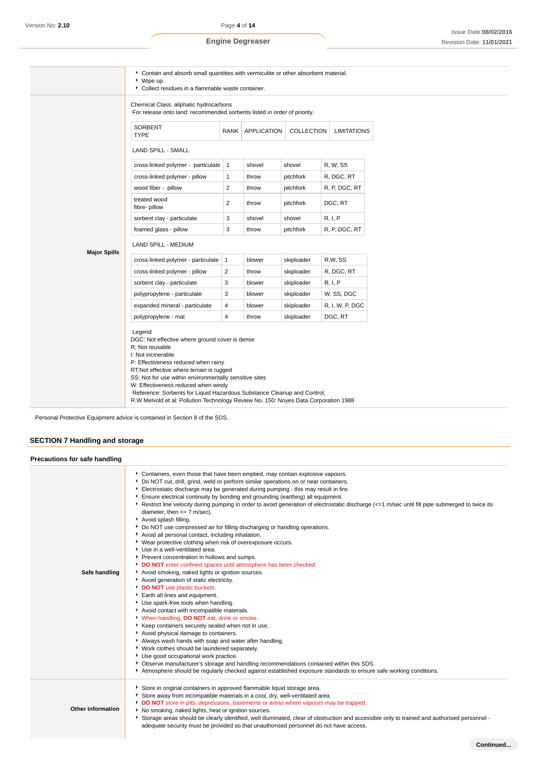| | |
|---|---|
| | - Contain and absorb small quantities with vermiculite or other absorbent material.<br>- Wipe up.<br>- Collect residues in a flammable waste container. |
| **Major Spills** | Chemical Class: aliphatic hydrocarbons<br>For release onto land: recommended sorbents listed in order of priority. |

| SORBENT TYPE | RANK | APPLICATION | COLLECTION | LIMITATIONS |
|---|---|---|---|---|
| LAND SPILL - SMALL | | | | |
| cross-linked polymer - particulate | 1 | shovel | shovel | R, W, SS |
| cross-linked polymer - pillow | 1 | throw | pitchfork | R, DGC, RT |
| wood fiber - pillow | 2 | throw | pitchfork | R, P, DGC, RT |
| treated wood fibre- pillow | 2 | throw | pitchfork | DGC, RT |
| sorbent clay - particulate | 3 | shovel | shovel | R, I, P |
| foamed glass - pillow | 3 | throw | pitchfork | R, P, DGC, RT |
| LAND SPILL - MEDIUM | | | | |
| cross-linked polymer - particulate | 1 | blower | skiploader | R,W, SS |
| cross-linked polymer - pillow | 2 | throw | skiploader | R, DGC, RT |
| sorbent clay - particulate | 3 | blower | skiploader | R, I, P |
| polypropylene - particulate | 3 | blower | skiploader | W, SS, DGC |
| expanded mineral - particulate | 4 | blower | skiploader | R, I, W, P, DGC |
| polypropylene - mat | 4 | throw | skiploader | DGC, RT |

Legend
DGC: Not effective where ground cover is dense
R; Not reusable
I: Not incinerable
P: Effectiveness reduced when rainy
RT:Not effective where terrain is rugged
SS: Not for use within environmentally sensitive sites
W: Effectiveness reduced when windy
Reference: Sorbents for Liquid Hazardous Substance Cleanup and Control;
R.W Melvold et al: Pollution Technology Review No. 150: Noyes Data Corporation 1988

Personal Protective Equipment advice is contained in Section 8 of the SDS.

## SECTION 7 Handling and storage

### Precautions for safe handling

| | |
|---|---|
| **Safe handling** | - Containers, even those that have been emptied, may contain explosive vapours.<br>- Do NOT cut, drill, grind, weld or perform similar operations on or near containers.<br>- Electrostatic discharge may be generated during pumping - this may result in fire.<br>- Ensure electrical continuity by bonding and grounding (earthing) all equipment.<br>- Restrict line velocity during pumping in order to avoid generation of electrostatic discharge (<=1 m/sec until fill pipe submerged to twice its diameter, then <= 7 m/sec).<br>- Avoid splash filling.<br>- Do NOT use compressed air for filling discharging or handling operations.<br>- Avoid all personal contact, including inhalation.<br>- Wear protective clothing when risk of overexposure occurs.<br>- Use in a well-ventilated area.<br>- Prevent concentration in hollows and sumps.<br>- **DO NOT** enter confined spaces until atmosphere has been checked.<br>- Avoid smoking, naked lights or ignition sources.<br>- Avoid generation of static electricity.<br>- **DO NOT** use plastic buckets.<br>- Earth all lines and equipment.<br>- Use spark-free tools when handling.<br>- Avoid contact with incompatible materials.<br>- When handling, **DO NOT** eat, drink or smoke.<br>- Keep containers securely sealed when not in use.<br>- Avoid physical damage to containers.<br>- Always wash hands with soap and water after handling.<br>- Work clothes should be laundered separately.<br>- Use good occupational work practice.<br>- Observe manufacturer's storage and handling recommendations contained within this SDS.<br>- Atmosphere should be regularly checked against established exposure standards to ensure safe working conditions. |
| **Other information** | - Store in original containers in approved flammable liquid storage area.<br>- Store away from incompatible materials in a cool, dry, well-ventilated area.<br>- **DO NOT** store in pits, depressions, basements or areas where vapours may be trapped.<br>- No smoking, naked lights, heat or ignition sources.<br>- Storage areas should be clearly identified, well illuminated, clear of obstruction and accessible only to trained and authorised personnel - adequate security must be provided so that unauthorised personnel do not have access. |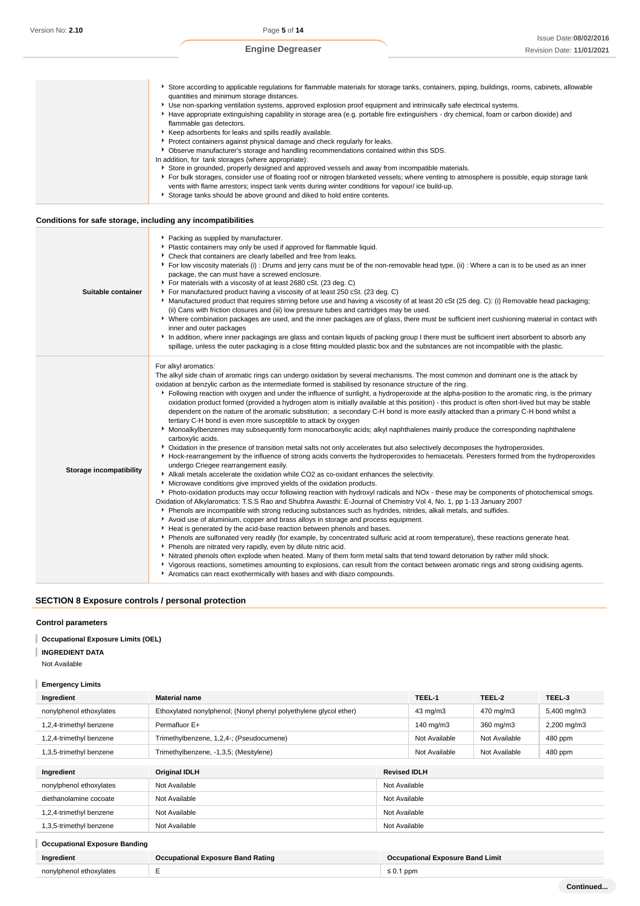|  |  |
| --- | --- |
|  | - Store according to applicable regulations for flammable materials for storage tanks, containers, piping, buildings, rooms, cabinets, allowable quantities and minimum storage distances.<br>- Use non-sparking ventilation systems, approved explosion proof equipment and intrinsically safe electrical systems.<br>- Have appropriate extinguishing capability in storage area (e.g. portable fire extinguishers - dry chemical, foam or carbon dioxide) and flammable gas detectors.<br>- Keep adsorbents for leaks and spills readily available.<br>- Protect containers against physical damage and check regularly for leaks.<br>- Observe manufacturer's storage and handling recommendations contained within this SDS.<br>In addition, for tank storages (where appropriate):<br>- Store in grounded, properly designed and approved vessels and away from incompatible materials.<br>- For bulk storages, consider use of floating roof or nitrogen blanketed vessels; where venting to atmosphere is possible, equip storage tank vents with flame arrestors; inspect tank vents during winter conditions for vapour/ ice build-up.<br>- Storage tanks should be above ground and diked to hold entire contents. |

### Conditions for safe storage, including any incompatibilities

|  |  |
| --- | --- |
| **Suitable container** | - Packing as supplied by manufacturer.<br>- Plastic containers may only be used if approved for flammable liquid.<br>- Check that containers are clearly labelled and free from leaks.<br>- For low viscosity materials (i) : Drums and jerry cans must be of the non-removable head type. (ii) : Where a can is to be used as an inner package, the can must have a screwed enclosure.<br>- For materials with a viscosity of at least 2680 cSt. (23 deg. C)<br>- For manufactured product having a viscosity of at least 250 cSt. (23 deg. C)<br>- Manufactured product that requires stirring before use and having a viscosity of at least 20 cSt (25 deg. C): (i) Removable head packaging; (ii) Cans with friction closures and (iii) low pressure tubes and cartridges may be used.<br>- Where combination packages are used, and the inner packages are of glass, there must be sufficient inert cushioning material in contact with inner and outer packages<br>- In addition, where inner packagings are glass and contain liquids of packing group I there must be sufficient inert absorbent to absorb any spillage, unless the outer packaging is a close fitting moulded plastic box and the substances are not incompatible with the plastic. |
| **Storage incompatibility** | For alkyl aromatics:<br>The alkyl side chain of aromatic rings can undergo oxidation by several mechanisms. The most common and dominant one is the attack by oxidation at benzylic carbon as the intermediate formed is stabilised by resonance structure of the ring.<br>- Following reaction with oxygen and under the influence of sunlight, a hydroperoxide at the alpha-position to the aromatic ring, is the primary oxidation product formed (provided a hydrogen atom is initially available at this position) - this product is often short-lived but may be stable dependent on the nature of the aromatic substitution; a secondary C-H bond is more easily attacked than a primary C-H bond whilst a tertiary C-H bond is even more susceptible to attack by oxygen<br>- Monoalkylbenzenes may subsequently form monocarboxylic acids; alkyl naphthalenes mainly produce the corresponding naphthalene carboxylic acids.<br>- Oxidation in the presence of transition metal salts not only accelerates but also selectively decomposes the hydroperoxides.<br>- Hock-rearrangement by the influence of strong acids converts the hydroperoxides to hemiacetals. Peresters formed from the hydroperoxides undergo Criegee rearrangement easily.<br>- Alkali metals accelerate the oxidation while $CO_2$ as co-oxidant enhances the selectivity.<br>- Microwave conditions give improved yields of the oxidation products.<br>- Photo-oxidation products may occur following reaction with hydroxyl radicals and NOx - these may be components of photochemical smogs.<br>Oxidation of Alkylaromatics: T.S.S Rao and Shubhra Awasthi: E-Journal of Chemistry Vol 4, No. 1, pp 1-13 January 2007<br>- Phenols are incompatible with strong reducing substances such as hydrides, nitrides, alkali metals, and sulfides.<br>- Avoid use of aluminium, copper and brass alloys in storage and process equipment.<br>- Heat is generated by the acid-base reaction between phenols and bases.<br>- Phenols are sulfonated very readily (for example, by concentrated sulfuric acid at room temperature), these reactions generate heat.<br>- Phenols are nitrated very rapidly, even by dilute nitric acid.<br>- Nitrated phenols often explode when heated. Many of them form metal salts that tend toward detonation by rather mild shock.<br>- Vigorous reactions, sometimes amounting to explosions, can result from the contact between aromatic rings and strong oxidising agents.<br>- Aromatics can react exothermically with bases and with diazo compounds. |

## SECTION 8 Exposure controls / personal protection

### Control parameters

**Occupational Exposure Limits (OEL)**

**INGREDIENT DATA**

Not Available

**Emergency Limits**

| Ingredient | Material name | TEEL-1 | TEEL-2 | TEEL-3 |
| --- | --- | --- | --- | --- |
| nonylphenol ethoxylates | Ethoxylated nonylphenol; (Nonyl phenyl polyethylene glycol ether) | 43 mg/m3 | 470 mg/m3 | 5,400 mg/m3 |
| 1,2,4-trimethyl benzene | Permafluor E+ | 140 mg/m3 | 360 mg/m3 | 2,200 mg/m3 |
| 1,2,4-trimethyl benzene | Trimethylbenzene, 1,2,4-; (Pseudocumene) | Not Available | Not Available | 480 ppm |
| 1,3,5-trimethyl benzene | Trimethylbenzene, -1,3,5; (Mesitylene) | Not Available | Not Available | 480 ppm |

| Ingredient | Original IDLH | Revised IDLH |
| --- | --- | --- |
| nonylphenol ethoxylates | Not Available | Not Available |
| diethanolamine cocoate | Not Available | Not Available |
| 1,2,4-trimethyl benzene | Not Available | Not Available |
| 1,3,5-trimethyl benzene | Not Available | Not Available |

**Occupational Exposure Banding**

| Ingredient | Occupational Exposure Band Rating | Occupational Exposure Band Limit |
| --- | --- | --- |
| nonylphenol ethoxylates | E | ≤ 0.1 ppm |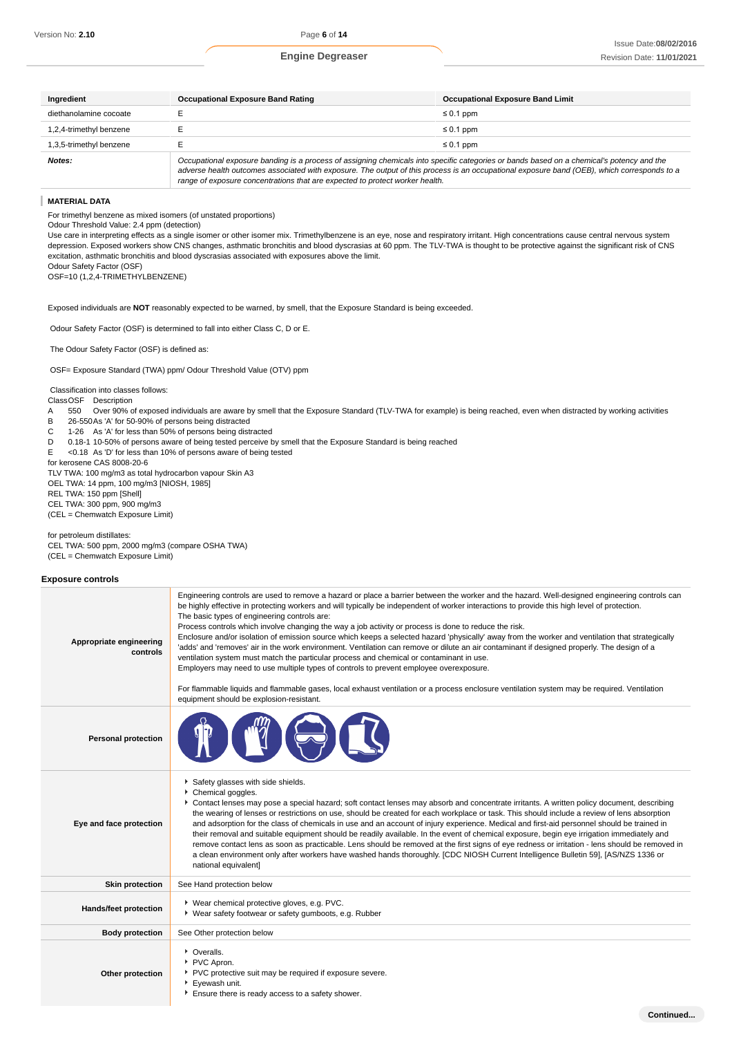| Ingredient | Occupational Exposure Band Rating | Occupational Exposure Band Limit |
|---|---|---|
| diethanolamine cocoate | E | ≤ 0.1 ppm |
| 1,2,4-trimethyl benzene | E | ≤ 0.1 ppm |
| 1,3,5-trimethyl benzene | E | ≤ 0.1 ppm |
| ***Notes:*** | *Occupational exposure banding is a process of assigning chemicals into specific categories or bands based on a chemical's potency and the adverse health outcomes associated with exposure. The output of this process is an occupational exposure band (OEB), which corresponds to a range of exposure concentrations that are expected to protect worker health.* | |

**MATERIAL DATA**

For trimethyl benzene as mixed isomers (of unstated proportions)
Odour Threshold Value: 2.4 ppm (detection)
Use care in interpreting effects as a single isomer or other isomer mix. Trimethylbenzene is an eye, nose and respiratory irritant. High concentrations cause central nervous system depression. Exposed workers show CNS changes, asthmatic bronchitis and blood dyscrasias at 60 ppm. The TLV-TWA is thought to be protective against the significant risk of CNS excitation, asthmatic bronchitis and blood dyscrasias associated with exposures above the limit.
Odour Safety Factor (OSF)
OSF=10 (1,2,4-TRIMETHYLBENZENE)

Exposed individuals are **NOT** reasonably expected to be warned, by smell, that the Exposure Standard is being exceeded.

Odour Safety Factor (OSF) is determined to fall into either Class C, D or E.

The Odour Safety Factor (OSF) is defined as:

OSF= Exposure Standard (TWA) ppm/ Odour Threshold Value (OTV) ppm

Classification into classes follows:

| Class | OSF | Description |
|---|---|---|
| A | 550 | Over 90% of exposed individuals are aware by smell that the Exposure Standard (TLV-TWA for example) is being reached, even when distracted by working activities |
| B | 26-550 | As 'A' for 50-90% of persons being distracted |
| C | 1-26 | As 'A' for less than 50% of persons being distracted |
| D | 0.18-1 | 10-50% of persons aware of being tested perceive by smell that the Exposure Standard is being reached |
| E | <0.18 | As 'D' for less than 10% of persons aware of being tested |

for kerosene CAS 8008-20-6
TLV TWA: 100 mg/m3 as total hydrocarbon vapour Skin A3
OEL TWA: 14 ppm, 100 mg/m3 [NIOSH, 1985]
REL TWA: 150 ppm [Shell]
CEL TWA: 300 ppm, 900 mg/m3
(CEL = Chemwatch Exposure Limit)

for petroleum distillates:
CEL TWA: 500 ppm, 2000 mg/m3 (compare OSHA TWA)
(CEL = Chemwatch Exposure Limit)

### Exposure controls

| | |
|---|---|
| **Appropriate engineering controls** | Engineering controls are used to remove a hazard or place a barrier between the worker and the hazard. Well-designed engineering controls can be highly effective in protecting workers and will typically be independent of worker interactions to provide this high level of protection. The basic types of engineering controls are: Process controls which involve changing the way a job activity or process is done to reduce the risk. Enclosure and/or isolation of emission source which keeps a selected hazard 'physically' away from the worker and ventilation that strategically 'adds' and 'removes' air in the work environment. Ventilation can remove or dilute an air contaminant if designed properly. The design of a ventilation system must match the particular process and chemical or contaminant in use. Employers may need to use multiple types of controls to prevent employee overexposure. For flammable liquids and flammable gases, local exhaust ventilation or a process enclosure ventilation system may be required. Ventilation equipment should be explosion-resistant. |
| **Personal protection** | |
| **Eye and face protection** | ▸ Safety glasses with side shields.<br>▸ Chemical goggles.<br>▸ Contact lenses may pose a special hazard; soft contact lenses may absorb and concentrate irritants. A written policy document, describing the wearing of lenses or restrictions on use, should be created for each workplace or task. This should include a review of lens absorption and adsorption for the class of chemicals in use and an account of injury experience. Medical and first-aid personnel should be trained in their removal and suitable equipment should be readily available. In the event of chemical exposure, begin eye irrigation immediately and remove contact lens as soon as practicable. Lens should be removed at the first signs of eye redness or irritation - lens should be removed in a clean environment only after workers have washed hands thoroughly. [CDC NIOSH Current Intelligence Bulletin 59], [AS/NZS 1336 or national equivalent] |
| **Skin protection** | See Hand protection below |
| **Hands/feet protection** | ▸ Wear chemical protective gloves, e.g. PVC.<br>▸ Wear safety footwear or safety gumboots, e.g. Rubber |
| **Body protection** | See Other protection below |
| **Other protection** | ▸ Overalls.<br>▸ PVC Apron.<br>▸ PVC protective suit may be required if exposure severe.<br>▸ Eyewash unit.<br>▸ Ensure there is ready access to a safety shower. |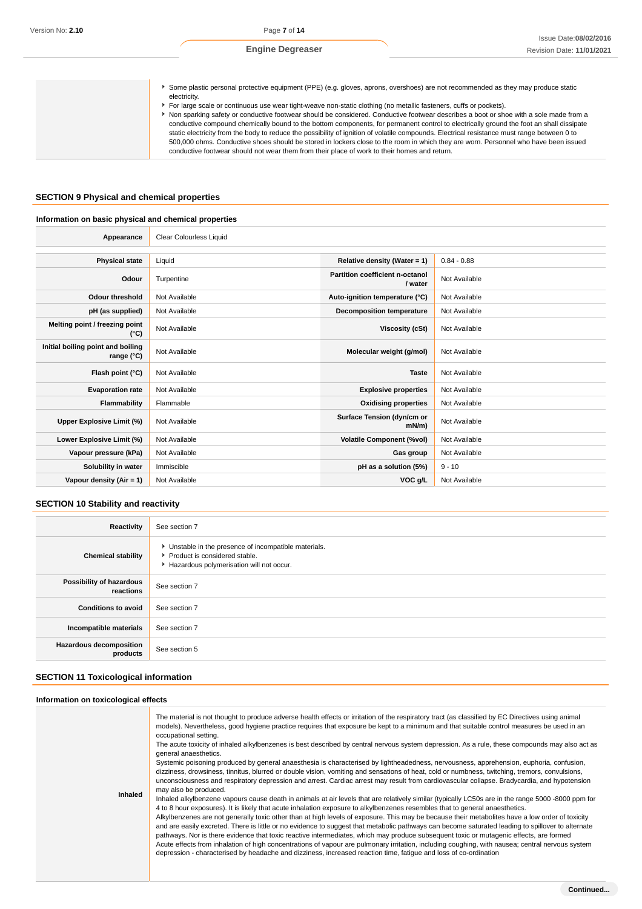| | |
|---|---|
| | Some plastic personal protective equipment (PPE) (e.g. gloves, aprons, overshoes) are not recommended as they may produce static electricity.<br>For large scale or continuous use wear tight-weave non-static clothing (no metallic fasteners, cuffs or pockets).<br>Non sparking safety or conductive footwear should be considered. Conductive footwear describes a boot or shoe with a sole made from a conductive compound chemically bound to the bottom components, for permanent control to electrically ground the foot an shall dissipate static electricity from the body to reduce the possibility of ignition of volatile compounds. Electrical resistance must range between 0 to 500,000 ohms. Conductive shoes should be stored in lockers close to the room in which they are worn. Personnel who have been issued conductive footwear should not wear them from their place of work to their homes and return. |

## SECTION 9 Physical and chemical properties

### Information on basic physical and chemical properties

| | | | |
|---|---|---|---|
| **Appearance** | Clear Colourless Liquid | | |
| **Physical state** | Liquid | **Relative density (Water = 1)** | 0.84 - 0.88 |
| **Odour** | Turpentine | **Partition coefficient n-octanol / water** | Not Available |
| **Odour threshold** | Not Available | **Auto-ignition temperature (°C)** | Not Available |
| **pH (as supplied)** | Not Available | **Decomposition temperature** | Not Available |
| **Melting point / freezing point (°C)** | Not Available | **Viscosity (cSt)** | Not Available |
| **Initial boiling point and boiling range (°C)** | Not Available | **Molecular weight (g/mol)** | Not Available |
| **Flash point (°C)** | Not Available | **Taste** | Not Available |
| **Evaporation rate** | Not Available | **Explosive properties** | Not Available |
| **Flammability** | Flammable | **Oxidising properties** | Not Available |
| **Upper Explosive Limit (%)** | Not Available | **Surface Tension (dyn/cm or mN/m)** | Not Available |
| **Lower Explosive Limit (%)** | Not Available | **Volatile Component (%vol)** | Not Available |
| **Vapour pressure (kPa)** | Not Available | **Gas group** | Not Available |
| **Solubility in water** | Immiscible | **pH as a solution (5%)** | 9 - 10 |
| **Vapour density (Air = 1)** | Not Available | **VOC g/L** | Not Available |

## SECTION 10 Stability and reactivity

| | |
|---|---|
| **Reactivity** | See section 7 |
| **Chemical stability** | Unstable in the presence of incompatible materials.<br>Product is considered stable.<br>Hazardous polymerisation will not occur. |
| **Possibility of hazardous reactions** | See section 7 |
| **Conditions to avoid** | See section 7 |
| **Incompatible materials** | See section 7 |
| **Hazardous decomposition products** | See section 5 |

## SECTION 11 Toxicological information

### Information on toxicological effects

| | |
|---|---|
| **Inhaled** | The material is not thought to produce adverse health effects or irritation of the respiratory tract (as classified by EC Directives using animal models). Nevertheless, good hygiene practice requires that exposure be kept to a minimum and that suitable control measures be used in an occupational setting.<br>The acute toxicity of inhaled alkylbenzenes is best described by central nervous system depression. As a rule, these compounds may also act as general anaesthetics.<br>Systemic poisoning produced by general anaesthesia is characterised by lightheadedness, nervousness, apprehension, euphoria, confusion, dizziness, drowsiness, tinnitus, blurred or double vision, vomiting and sensations of heat, cold or numbness, twitching, tremors, convulsions, unconsciousness and respiratory depression and arrest. Cardiac arrest may result from cardiovascular collapse. Bradycardia, and hypotension may also be produced.<br>Inhaled alkylbenzene vapours cause death in animals at air levels that are relatively similar (typically LC50s are in the range 5000 -8000 ppm for 4 to 8 hour exposures). It is likely that acute inhalation exposure to alkylbenzenes resembles that to general anaesthetics.<br>Alkylbenzenes are not generally toxic other than at high levels of exposure. This may be because their metabolites have a low order of toxicity and are easily excreted. There is little or no evidence to suggest that metabolic pathways can become saturated leading to spillover to alternate pathways. Nor is there evidence that toxic reactive intermediates, which may produce subsequent toxic or mutagenic effects, are formed<br>Acute effects from inhalation of high concentrations of vapour are pulmonary irritation, including coughing, with nausea; central nervous system depression - characterised by headache and dizziness, increased reaction time, fatigue and loss of co-ordination |

Continued...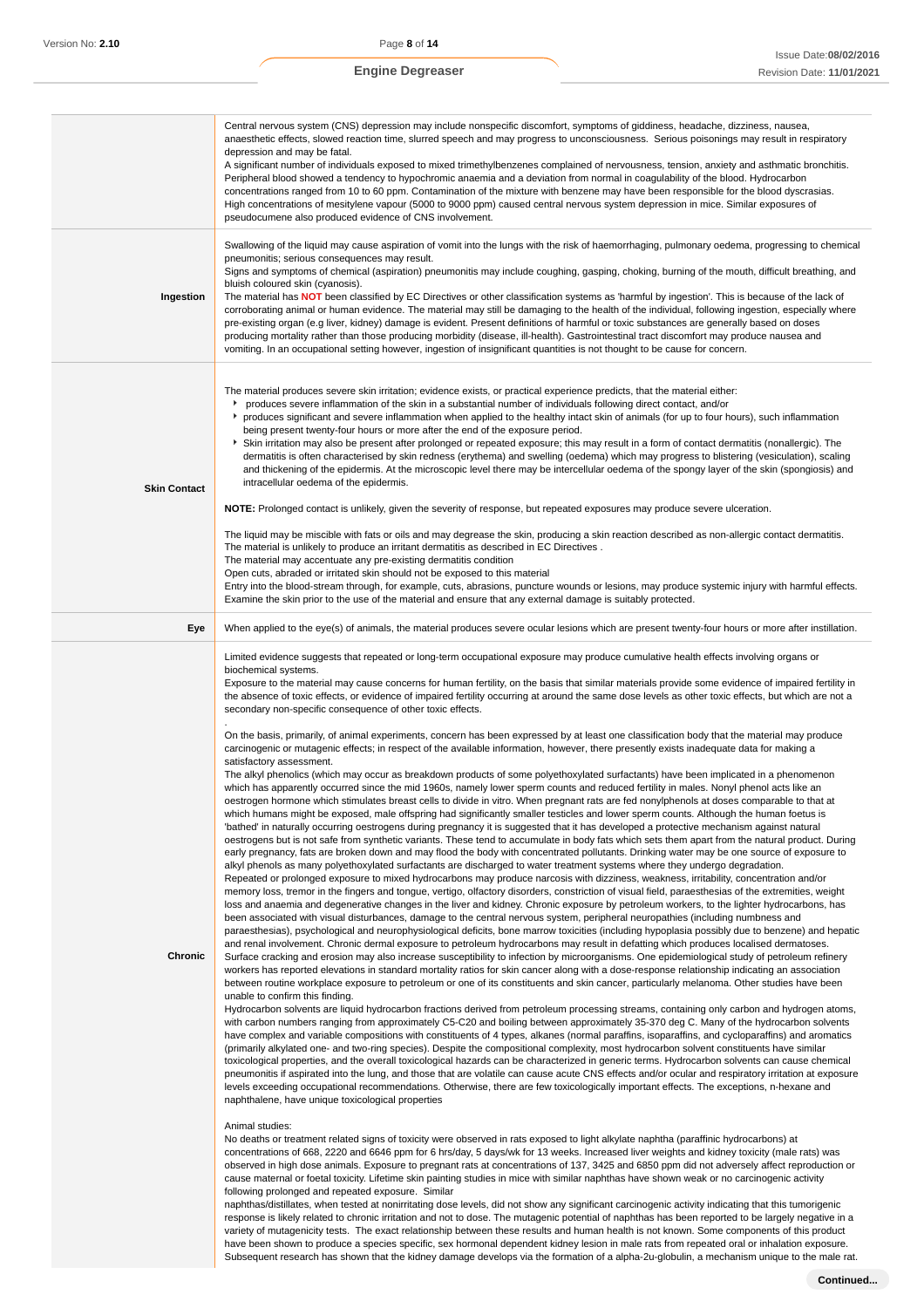| | |
|---|---|
| | Central nervous system (CNS) depression may include nonspecific discomfort, symptoms of giddiness, headache, dizziness, nausea, anaesthetic effects, slowed reaction time, slurred speech and may progress to unconsciousness. Serious poisonings may result in respiratory depression and may be fatal.<br>A significant number of individuals exposed to mixed trimethylbenzenes complained of nervousness, tension, anxiety and asthmatic bronchitis. Peripheral blood showed a tendency to hypochromic anaemia and a deviation from normal in coagulability of the blood. Hydrocarbon concentrations ranged from 10 to 60 ppm. Contamination of the mixture with benzene may have been responsible for the blood dyscrasias. High concentrations of mesitylene vapour (5000 to 9000 ppm) caused central nervous system depression in mice. Similar exposures of pseudocumene also produced evidence of CNS involvement. |
| **Ingestion** | Swallowing of the liquid may cause aspiration of vomit into the lungs with the risk of haemorrhaging, pulmonary oedema, progressing to chemical pneumonitis; serious consequences may result.<br>Signs and symptoms of chemical (aspiration) pneumonitis may include coughing, gasping, choking, burning of the mouth, difficult breathing, and bluish coloured skin (cyanosis).<br>The material has **NOT** been classified by EC Directives or other classification systems as 'harmful by ingestion'. This is because of the lack of corroborating animal or human evidence. The material may still be damaging to the health of the individual, following ingestion, especially where pre-existing organ (e.g liver, kidney) damage is evident. Present definitions of harmful or toxic substances are generally based on doses producing mortality rather than those producing morbidity (disease, ill-health). Gastrointestinal tract discomfort may produce nausea and vomiting. In an occupational setting however, ingestion of insignificant quantities is not thought to be cause for concern. |
| **Skin Contact** | The material produces severe skin irritation; evidence exists, or practical experience predicts, that the material either:<br>▸ produces severe inflammation of the skin in a substantial number of individuals following direct contact, and/or<br>▸ produces significant and severe inflammation when applied to the healthy intact skin of animals (for up to four hours), such inflammation being present twenty-four hours or more after the end of the exposure period.<br>▸ Skin irritation may also be present after prolonged or repeated exposure; this may result in a form of contact dermatitis (nonallergic). The dermatitis is often characterised by skin redness (erythema) and swelling (oedema) which may progress to blistering (vesiculation), scaling and thickening of the epidermis. At the microscopic level there may be intercellular oedema of the spongy layer of the skin (spongiosis) and intracellular oedema of the epidermis.<br><br>**NOTE:** Prolonged contact is unlikely, given the severity of response, but repeated exposures may produce severe ulceration.<br><br>The liquid may be miscible with fats or oils and may degrease the skin, producing a skin reaction described as non-allergic contact dermatitis. The material is unlikely to produce an irritant dermatitis as described in EC Directives .<br>The material may accentuate any pre-existing dermatitis condition<br>Open cuts, abraded or irritated skin should not be exposed to this material<br>Entry into the blood-stream through, for example, cuts, abrasions, puncture wounds or lesions, may produce systemic injury with harmful effects. Examine the skin prior to the use of the material and ensure that any external damage is suitably protected. |
| **Eye** | When applied to the eye(s) of animals, the material produces severe ocular lesions which are present twenty-four hours or more after instillation. |
| **Chronic** | Limited evidence suggests that repeated or long-term occupational exposure may produce cumulative health effects involving organs or biochemical systems.<br>Exposure to the material may cause concerns for human fertility, on the basis that similar materials provide some evidence of impaired fertility in the absence of toxic effects, or evidence of impaired fertility occurring at around the same dose levels as other toxic effects, but which are not a secondary non-specific consequence of other toxic effects.<br>.<br>On the basis, primarily, of animal experiments, concern has been expressed by at least one classification body that the material may produce carcinogenic or mutagenic effects; in respect of the available information, however, there presently exists inadequate data for making a satisfactory assessment.<br>The alkyl phenolics (which may occur as breakdown products of some polyethoxylated surfactants) have been implicated in a phenomenon which has apparently occurred since the mid 1960s, namely lower sperm counts and reduced fertility in males. Nonyl phenol acts like an oestrogen hormone which stimulates breast cells to divide in vitro. When pregnant rats are fed nonylphenols at doses comparable to that at which humans might be exposed, male offspring had significantly smaller testicles and lower sperm counts. Although the human foetus is 'bathed' in naturally occurring oestrogens during pregnancy it is suggested that it has developed a protective mechanism against natural oestrogens but is not safe from synthetic variants. These tend to accumulate in body fats which sets them apart from the natural product. During early pregnancy, fats are broken down and may flood the body with concentrated pollutants. Drinking water may be one source of exposure to alkyl phenols as many polyethoxylated surfactants are discharged to water treatment systems where they undergo degradation.<br>Repeated or prolonged exposure to mixed hydrocarbons may produce narcosis with dizziness, weakness, irritability, concentration and/or memory loss, tremor in the fingers and tongue, vertigo, olfactory disorders, constriction of visual field, paraesthesias of the extremities, weight loss and anaemia and degenerative changes in the liver and kidney. Chronic exposure by petroleum workers, to the lighter hydrocarbons, has been associated with visual disturbances, damage to the central nervous system, peripheral neuropathies (including numbness and paraesthesias), psychological and neurophysiological deficits, bone marrow toxicities (including hypoplasia possibly due to benzene) and hepatic and renal involvement. Chronic dermal exposure to petroleum hydrocarbons may result in defatting which produces localised dermatoses. Surface cracking and erosion may also increase susceptibility to infection by microorganisms. One epidemiological study of petroleum refinery workers has reported elevations in standard mortality ratios for skin cancer along with a dose-response relationship indicating an association between routine workplace exposure to petroleum or one of its constituents and skin cancer, particularly melanoma. Other studies have been unable to confirm this finding.<br>Hydrocarbon solvents are liquid hydrocarbon fractions derived from petroleum processing streams, containing only carbon and hydrogen atoms, with carbon numbers ranging from approximately C5-C20 and boiling between approximately 35-370 deg C. Many of the hydrocarbon solvents have complex and variable compositions with constituents of 4 types, alkanes (normal paraffins, isoparaffins, and cycloparaffins) and aromatics (primarily alkylated one- and two-ring species). Despite the compositional complexity, most hydrocarbon solvent constituents have similar toxicological properties, and the overall toxicological hazards can be characterized in generic terms. Hydrocarbon solvents can cause chemical pneumonitis if aspirated into the lung, and those that are volatile can cause acute CNS effects and/or ocular and respiratory irritation at exposure levels exceeding occupational recommendations. Otherwise, there are few toxicologically important effects. The exceptions, n-hexane and naphthalene, have unique toxicological properties<br><br>Animal studies:<br>No deaths or treatment related signs of toxicity were observed in rats exposed to light alkylate naphtha (paraffinic hydrocarbons) at concentrations of 668, 2220 and 6646 ppm for 6 hrs/day, 5 days/wk for 13 weeks. Increased liver weights and kidney toxicity (male rats) was observed in high dose animals. Exposure to pregnant rats at concentrations of 137, 3425 and 6850 ppm did not adversely affect reproduction or cause maternal or foetal toxicity. Lifetime skin painting studies in mice with similar naphthas have shown weak or no carcinogenic activity following prolonged and repeated exposure. Similar<br>naphthas/distillates, when tested at nonirritating dose levels, did not show any significant carcinogenic activity indicating that this tumorigenic response is likely related to chronic irritation and not to dose. The mutagenic potential of naphthas has been reported to be largely negative in a variety of mutagenicity tests. The exact relationship between these results and human health is not known. Some components of this product have been shown to produce a species specific, sex hormonal dependent kidney lesion in male rats from repeated oral or inhalation exposure. Subsequent research has shown that the kidney damage develops via the formation of a alpha-2u-globulin, a mechanism unique to the male rat. |

Continued...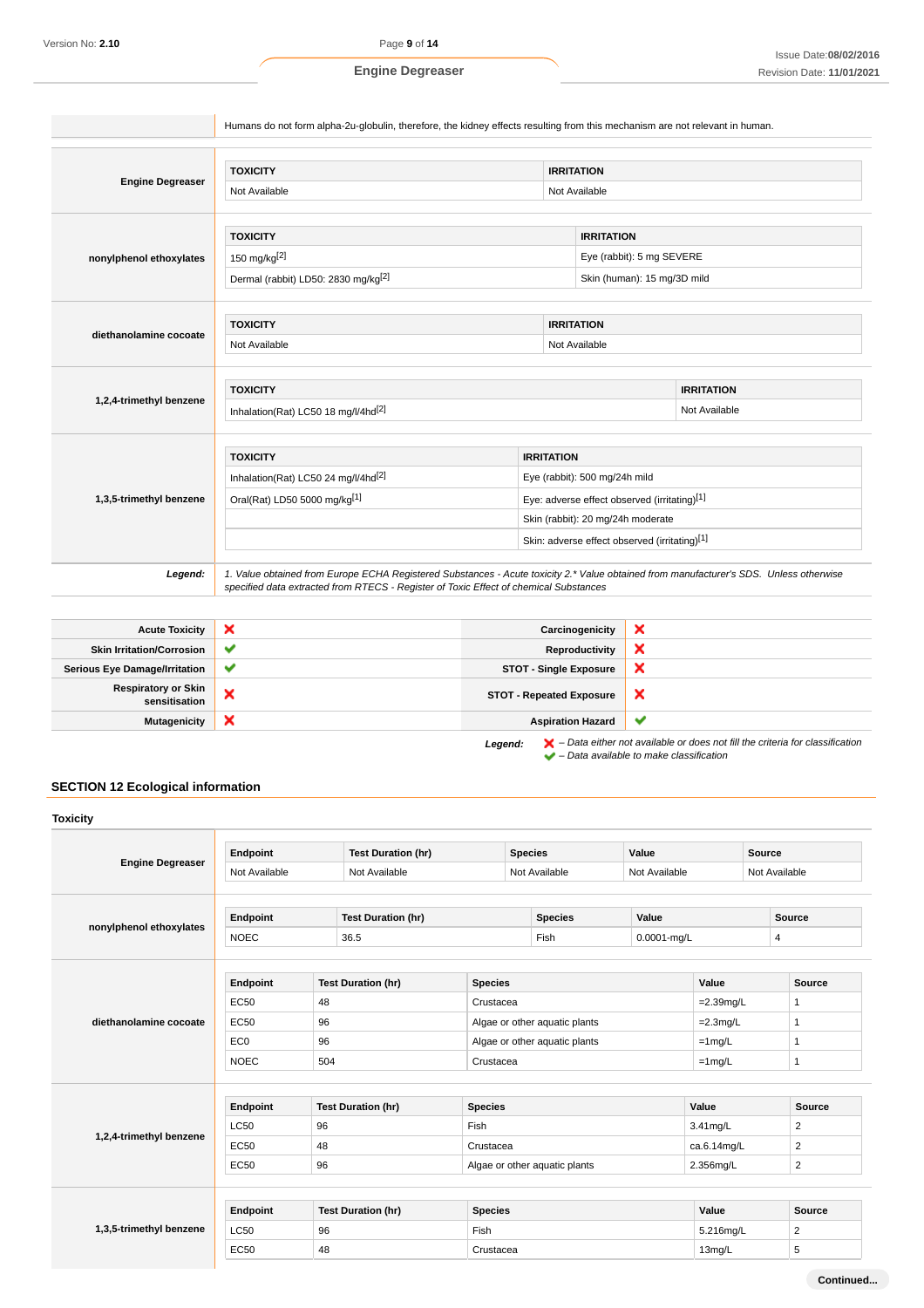| | |
|---|---|
| | Humans do not form alpha-2u-globulin, therefore, the kidney effects resulting from this mechanism are not relevant in human. |

**Engine Degreaser**

| TOXICITY | IRRITATION |
|---|---|
| Not Available | Not Available |

**nonylphenol ethoxylates**

| TOXICITY | IRRITATION |
|---|---|
| 150 mg/kg[2] | Eye (rabbit): 5 mg SEVERE |
| Dermal (rabbit) LD50: 2830 mg/kg[2] | Skin (human): 15 mg/3D mild |

**diethanolamine cocoate**

| TOXICITY | IRRITATION |
|---|---|
| Not Available | Not Available |

**1,2,4-trimethyl benzene**

| TOXICITY | IRRITATION |
|---|---|
| Inhalation(Rat) LC50 18 mg/l/4hd[2] | Not Available |

**1,3,5-trimethyl benzene**

| TOXICITY | IRRITATION |
|---|---|
| Inhalation(Rat) LC50 24 mg/l/4hd[2] | Eye (rabbit): 500 mg/24h mild |
| Oral(Rat) LD50 5000 mg/kg[1] | Eye: adverse effect observed (irritating)[1] |
| | Skin (rabbit): 20 mg/24h moderate |
| | Skin: adverse effect observed (irritating)[1] |

***Legend:*** *1. Value obtained from Europe ECHA Registered Substances - Acute toxicity 2.* Value obtained from manufacturer's SDS. Unless otherwise specified data extracted from RTECS - Register of Toxic Effect of chemical Substances*

| | | | |
|---|---|---|---|
| Acute Toxicity | ✘ | Carcinogenicity | ✘ |
| Skin Irritation/Corrosion | ✔ | Reproductivity | ✘ |
| Serious Eye Damage/Irritation | ✔ | STOT - Single Exposure | ✘ |
| Respiratory or Skin sensitisation | ✘ | STOT - Repeated Exposure | ✘ |
| Mutagenicity | ✘ | Aspiration Hazard | ✔ |

***Legend:*** ✘ *– Data either not available or does not fill the criteria for classification*
✔ *– Data available to make classification*

## SECTION 12 Ecological information

### Toxicity

**Engine Degreaser**

| Endpoint | Test Duration (hr) | Species | Value | Source |
|---|---|---|---|---|
| Not Available | Not Available | Not Available | Not Available | Not Available |

**nonylphenol ethoxylates**

| Endpoint | Test Duration (hr) | Species | Value | Source |
|---|---|---|---|---|
| NOEC | 36.5 | Fish | 0.0001-mg/L | 4 |

**diethanolamine cocoate**

| Endpoint | Test Duration (hr) | Species | Value | Source |
|---|---|---|---|---|
| EC50 | 48 | Crustacea | =2.39mg/L | 1 |
| EC50 | 96 | Algae or other aquatic plants | =2.3mg/L | 1 |
| EC0 | 96 | Algae or other aquatic plants | =1mg/L | 1 |
| NOEC | 504 | Crustacea | =1mg/L | 1 |

**1,2,4-trimethyl benzene**

| Endpoint | Test Duration (hr) | Species | Value | Source |
|---|---|---|---|---|
| LC50 | 96 | Fish | 3.41mg/L | 2 |
| EC50 | 48 | Crustacea | ca.6.14mg/L | 2 |
| EC50 | 96 | Algae or other aquatic plants | 2.356mg/L | 2 |

**1,3,5-trimethyl benzene**

| Endpoint | Test Duration (hr) | Species | Value | Source |
|---|---|---|---|---|
| LC50 | 96 | Fish | 5.216mg/L | 2 |
| EC50 | 48 | Crustacea | 13mg/L | 5 |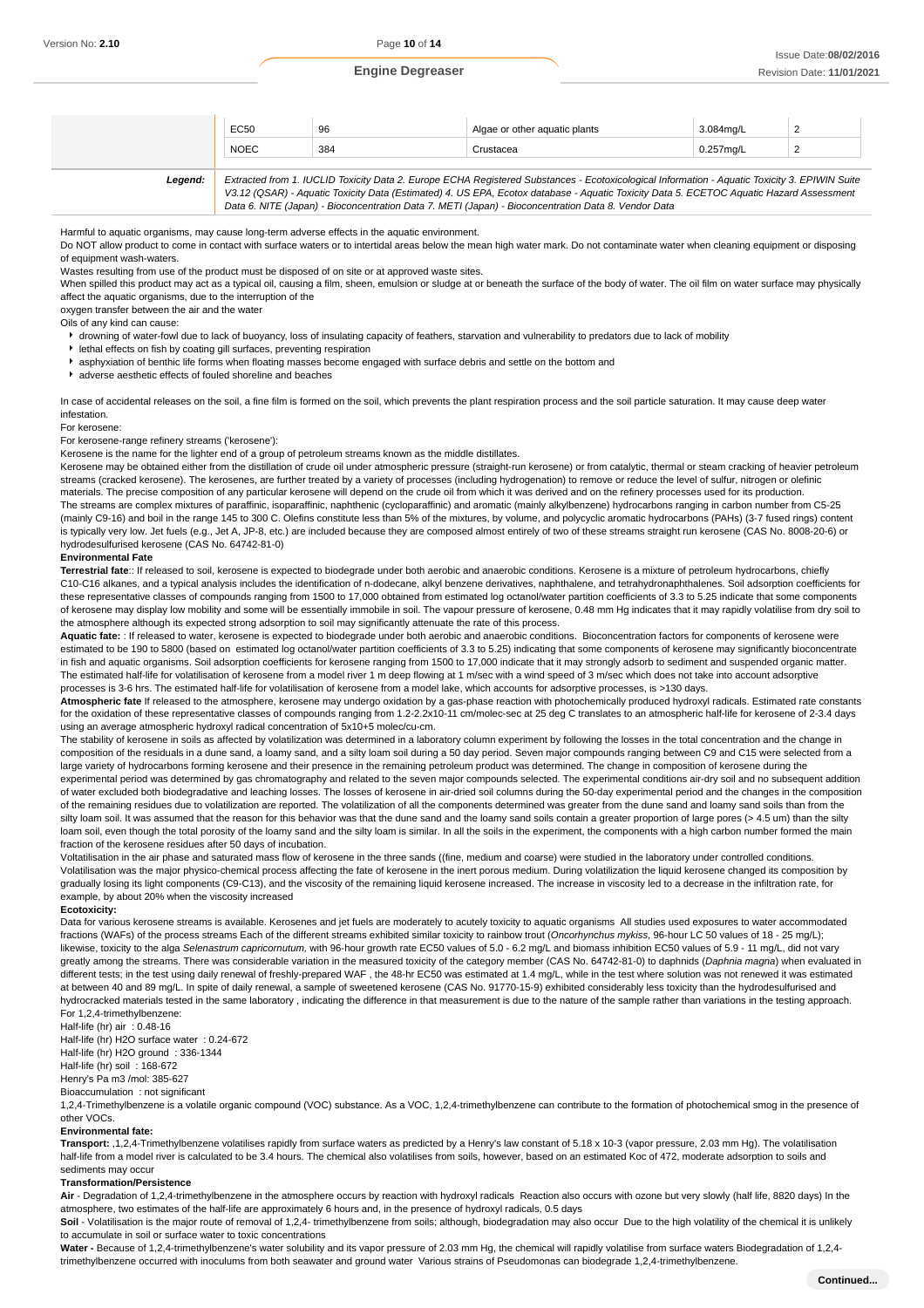| | EC50 | 96 | Algae or other aquatic plants | 3.084mg/L | 2 |
|---|---|---|---|---|---|
| | NOEC | 384 | Crustacea | 0.257mg/L | 2 |
| **Legend:** | *Extracted from 1. IUCLID Toxicity Data 2. Europe ECHA Registered Substances - Ecotoxicological Information - Aquatic Toxicity 3. EPIWIN Suite V3.12 (QSAR) - Aquatic Toxicity Data (Estimated) 4. US EPA, Ecotox database - Aquatic Toxicity Data 5. ECETOC Aquatic Hazard Assessment Data 6. NITE (Japan) - Bioconcentration Data 7. METI (Japan) - Bioconcentration Data 8. Vendor Data* | | | | |

Harmful to aquatic organisms, may cause long-term adverse effects in the aquatic environment.

Do NOT allow product to come in contact with surface waters or to intertidal areas below the mean high water mark. Do not contaminate water when cleaning equipment or disposing of equipment wash-waters.

Wastes resulting from use of the product must be disposed of on site or at approved waste sites.

When spilled this product may act as a typical oil, causing a film, sheen, emulsion or sludge at or beneath the surface of the body of water. The oil film on water surface may physically affect the aquatic organisms, due to the interruption of the
oxygen transfer between the air and the water

Oils of any kind can cause:

- drowning of water-fowl due to lack of buoyancy, loss of insulating capacity of feathers, starvation and vulnerability to predators due to lack of mobility
- lethal effects on fish by coating gill surfaces, preventing respiration
- asphyxiation of benthic life forms when floating masses become engaged with surface debris and settle on the bottom and
- adverse aesthetic effects of fouled shoreline and beaches

In case of accidental releases on the soil, a fine film is formed on the soil, which prevents the plant respiration process and the soil particle saturation. It may cause deep water infestation.

For kerosene:

For kerosene-range refinery streams ('kerosene'):

Kerosene is the name for the lighter end of a group of petroleum streams known as the middle distillates.

Kerosene may be obtained either from the distillation of crude oil under atmospheric pressure (straight-run kerosene) or from catalytic, thermal or steam cracking of heavier petroleum streams (cracked kerosene). The kerosenes, are further treated by a variety of processes (including hydrogenation) to remove or reduce the level of sulfur, nitrogen or olefinic materials. The precise composition of any particular kerosene will depend on the crude oil from which it was derived and on the refinery processes used for its production.

The streams are complex mixtures of paraffinic, isoparaffinic, naphthenic (cycloparaffinic) and aromatic (mainly alkylbenzene) hydrocarbons ranging in carbon number from C5-25 (mainly C9-16) and boil in the range 145 to 300 C. Olefins constitute less than 5% of the mixtures, by volume, and polycyclic aromatic hydrocarbons (PAHs) (3-7 fused rings) content is typically very low. Jet fuels (e.g., Jet A, JP-8, etc.) are included because they are composed almost entirely of two of these streams straight run kerosene (CAS No. 8008-20-6) or hydrodesulfurised kerosene (CAS No. 64742-81-0)

**Environmental Fate**

**Terrestrial fate**:: If released to soil, kerosene is expected to biodegrade under both aerobic and anaerobic conditions. Kerosene is a mixture of petroleum hydrocarbons, chiefly C10-C16 alkanes, and a typical analysis includes the identification of n-dodecane, alkyl benzene derivatives, naphthalene, and tetrahydronaphthalenes. Soil adsorption coefficients for these representative classes of compounds ranging from 1500 to 17,000 obtained from estimated log octanol/water partition coefficients of 3.3 to 5.25 indicate that some components of kerosene may display low mobility and some will be essentially immobile in soil. The vapour pressure of kerosene, 0.48 mm Hg indicates that it may rapidly volatilise from dry soil to the atmosphere although its expected strong adsorption to soil may significantly attenuate the rate of this process.

**Aquatic fate:** : If released to water, kerosene is expected to biodegrade under both aerobic and anaerobic conditions. Bioconcentration factors for components of kerosene were estimated to be 190 to 5800 (based on estimated log octanol/water partition coefficients of 3.3 to 5.25) indicating that some components of kerosene may significantly bioconcentrate in fish and aquatic organisms. Soil adsorption coefficients for kerosene ranging from 1500 to 17,000 indicate that it may strongly adsorb to sediment and suspended organic matter. The estimated half-life for volatilisation of kerosene from a model river 1 m deep flowing at 1 m/sec with a wind speed of 3 m/sec which does not take into account adsorptive processes is 3-6 hrs. The estimated half-life for volatilisation of kerosene from a model lake, which accounts for adsorptive processes, is >130 days.

**Atmospheric fate** If released to the atmosphere, kerosene may undergo oxidation by a gas-phase reaction with photochemically produced hydroxyl radicals. Estimated rate constants for the oxidation of these representative classes of compounds ranging from 1.2-2.2x10-11 cm/molec-sec at 25 deg C translates to an atmospheric half-life for kerosene of 2-3.4 days using an average atmospheric hydroxyl radical concentration of 5x10+5 molec/cu-cm.

The stability of kerosene in soils as affected by volatilization was determined in a laboratory column experiment by following the losses in the total concentration and the change in composition of the residuals in a dune sand, a loamy sand, and a silty loam soil during a 50 day period. Seven major compounds ranging between C9 and C15 were selected from a large variety of hydrocarbons forming kerosene and their presence in the remaining petroleum product was determined. The change in composition of kerosene during the experimental period was determined by gas chromatography and related to the seven major compounds selected. The experimental conditions air-dry soil and no subsequent addition of water excluded both biodegradative and leaching losses. The losses of kerosene in air-dried soil columns during the 50-day experimental period and the changes in the composition of the remaining residues due to volatilization are reported. The volatilization of all the components determined was greater from the dune sand and loamy sand soils than from the silty loam soil. It was assumed that the reason for this behavior was that the dune sand and the loamy sand soils contain a greater proportion of large pores (> 4.5 um) than the silty loam soil, even though the total porosity of the loamy sand and the silty loam is similar. In all the soils in the experiment, the components with a high carbon number formed the main fraction of the kerosene residues after 50 days of incubation.

Voltatilisation in the air phase and saturated mass flow of kerosene in the three sands ((fine, medium and coarse) were studied in the laboratory under controlled conditions. Volatilisation was the major physico-chemical process affecting the fate of kerosene in the inert porous medium. During volatilization the liquid kerosene changed its composition by gradually losing its light components (C9-C13), and the viscosity of the remaining liquid kerosene increased. The increase in viscosity led to a decrease in the infiltration rate, for example, by about 20% when the viscosity increased

**Ecotoxicity:**

Data for various kerosene streams is available. Kerosenes and jet fuels are moderately to acutely toxicity to aquatic organisms All studies used exposures to water accommodated fractions (WAFs) of the process streams Each of the different streams exhibited similar toxicity to rainbow trout (*Oncorhynchus mykiss*, 96-hour LC 50 values of 18 - 25 mg/L); likewise, toxicity to the alga *Selenastrum capricornutum*, with 96-hour growth rate EC50 values of 5.0 - 6.2 mg/L and biomass inhibition EC50 values of 5.9 - 11 mg/L, did not vary greatly among the streams. There was considerable variation in the measured toxicity of the category member (CAS No. 64742-81-0) to daphnids (*Daphnia magna*) when evaluated in different tests; in the test using daily renewal of freshly-prepared WAF , the 48-hr EC50 was estimated at 1.4 mg/L, while in the test where solution was not renewed it was estimated at between 40 and 89 mg/L. In spite of daily renewal, a sample of sweetened kerosene (CAS No. 91770-15-9) exhibited considerably less toxicity than the hydrodesulfurised and hydrocracked materials tested in the same laboratory , indicating the difference in that measurement is due to the nature of the sample rather than variations in the testing approach.

For 1,2,4-trimethylbenzene:

Half-life (hr) air : 0.48-16
Half-life (hr) H2O surface water : 0.24-672
Half-life (hr) H2O ground : 336-1344
Half-life (hr) soil : 168-672
Henry's Pa m3 /mol: 385-627
Bioaccumulation : not significant

1,2,4-Trimethylbenzene is a volatile organic compound (VOC) substance. As a VOC, 1,2,4-trimethylbenzene can contribute to the formation of photochemical smog in the presence of other VOCs.

**Environmental fate:**

**Transport:** ,1,2,4-Trimethylbenzene volatilises rapidly from surface waters as predicted by a Henry's law constant of 5.18 x 10-3 (vapor pressure, 2.03 mm Hg). The volatilisation half-life from a model river is calculated to be 3.4 hours. The chemical also volatilises from soils, however, based on an estimated Koc of 472, moderate adsorption to soils and sediments may occur

**Transformation/Persistence**

**Air** - Degradation of 1,2,4-trimethylbenzene in the atmosphere occurs by reaction with hydroxyl radicals Reaction also occurs with ozone but very slowly (half life, 8820 days) In the atmosphere, two estimates of the half-life are approximately 6 hours and, in the presence of hydroxyl radicals, 0.5 days

**Soil** - Volatilisation is the major route of removal of 1,2,4- trimethylbenzene from soils; although, biodegradation may also occur Due to the high volatility of the chemical it is unlikely to accumulate in soil or surface water to toxic concentrations

**Water -** Because of 1,2,4-trimethylbenzene's water solubility and its vapor pressure of 2.03 mm Hg, the chemical will rapidly volatilise from surface waters Biodegradation of 1,2,4-trimethylbenzene occurred with inoculums from both seawater and ground water Various strains of Pseudomonas can biodegrade 1,2,4-trimethylbenzene.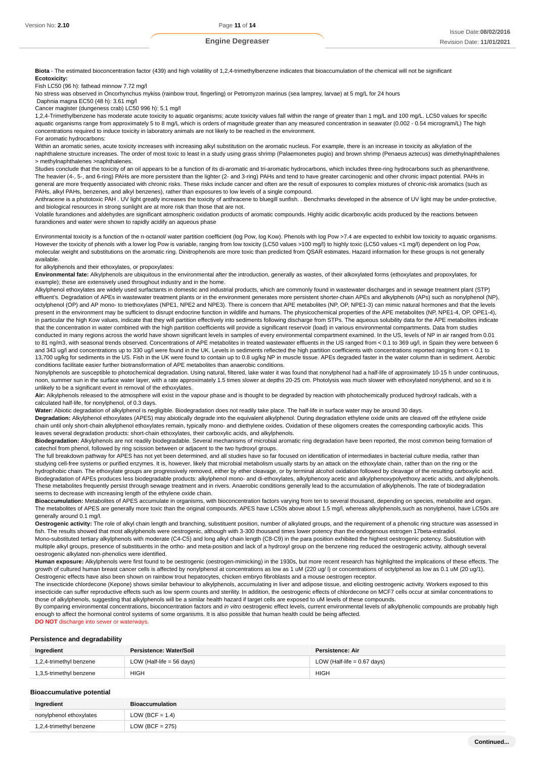**Biota** - The estimated bioconcentration factor (439) and high volatility of 1,2,4-trimethylbenzene indicates that bioaccumulation of the chemical will not be significant

**Ecotoxicity:**

Fish LC50 (96 h): fathead minnow 7.72 mg/l

No stress was observed in Oncorhynchus mykiss (rainbow trout, fingerling) or Petromyzon marinus (sea lamprey, larvae) at 5 mg/L for 24 hours

Daphnia magna EC50 (48 h): 3.61 mg/l

Cancer magister (dungeness crab) LC50 996 h): 5.1 mg/l

1,2,4-Trimethylbenzene has moderate acute toxicity to aquatic organisms; acute toxicity values fall within the range of greater than 1 mg/L and 100 mg/L. LC50 values for specific aquatic organisms range from approximately 5 to 8 mg/L which is orders of magnitude greater than any measured concentration in seawater (0.002 - 0.54 microgram/L) The high concentrations required to induce toxicity in laboratory animals are not likely to be reached in the environment.

For aromatic hydrocarbons:

Within an aromatic series, acute toxicity increases with increasing alkyl substitution on the aromatic nucleus. For example, there is an increase in toxicity as alkylation of the naphthalene structure increases. The order of most toxic to least in a study using grass shrimp (Palaemonetes pugio) and brown shrimp (Penaeus aztecus) was dimethylnaphthalenes > methylnaphthalenes >naphthalenes.

Studies conclude that the toxicity of an oil appears to be a function of its di-aromatic and tri-aromatic hydrocarbons, which includes three-ring hydrocarbons such as phenanthrene. The heavier (4-, 5-, and 6-ring) PAHs are more persistent than the lighter (2- and 3-ring) PAHs and tend to have greater carcinogenic and other chronic impact potential. PAHs in general are more frequently associated with chronic risks. These risks include cancer and often are the result of exposures to complex mixtures of chronic-risk aromatics (such as PAHs, alkyl PAHs, benzenes, and alkyl benzenes), rather than exposures to low levels of a single compound.

Anthracene is a phototoxic PAH . UV light greatly increases the toxicity of anthracene to bluegill sunfish. . Benchmarks developed in the absence of UV light may be under-protective, and biological resources in strong sunlight are at more risk than those that are not.

Volatile furandiones and aldehydes are significant atmospheric oxidation products of aromatic compounds. Highly acidic dicarboxylic acids produced by the reactions between furandiones and water were shown to rapidly acidify an aqueous phase

Environmental toxicity is a function of the n-octanol/ water partition coefficient (log Pow, log Kow). Phenols with log Pow >7.4 are expected to exhibit low toxicity to aquatic organisms. However the toxicity of phenols with a lower log Pow is variable, ranging from low toxicity (LC50 values >100 mg/l) to highly toxic (LC50 values <1 mg/l) dependent on log Pow, molecular weight and substitutions on the aromatic ring. Dinitrophenols are more toxic than predicted from QSAR estimates. Hazard information for these groups is not generally available.

for alkylphenols and their ethoxylates, or propoxylates:

**Environmental fate:** Alkylphenols are ubiquitous in the environmental after the introduction, generally as wastes, of their alkoxylated forms (ethoxylates and propoxylates, for example); these are extensively used throughout industry and in the home.

Alkylphenol ethoxylates are widely used surfactants in domestic and industrial products, which are commonly found in wastewater discharges and in sewage treatment plant (STP) effluent's. Degradation of APEs in wastewater treatment plants or in the environment generates more persistent shorter-chain APEs and alkylphenols (APs) such as nonylphenol (NP), octylphenol (OP) and AP mono- to triethoxylates (NPE1, NPE2 and NPE3). There is concern that APE metabolites (NP, OP, NPE1-3) can mimic natural hormones and that the levels present in the environment may be sufficient to disrupt endocrine function in wildlife and humans. The physicochemical properties of the APE metabolites (NP, NPE1-4, OP, OPE1-4), in particular the high Kow values, indicate that they will partition effectively into sediments following discharge from STPs. The aqueous solubility data for the APE metabolites indicate that the concentration in water combined with the high partition coefficients will provide a significant reservoir (load) in various environmental compartments. Data from studies conducted in many regions across the world have shown significant levels in samples of every environmental compartment examined. In the US, levels of NP in air ranged from 0.01 to 81 ng/m3, with seasonal trends observed. Concentrations of APE metabolites in treated wastewater effluents in the US ranged from < 0.1 to 369 ug/l, in Spain they were between 6 and 343 ug/l and concentrations up to 330 ug/l were found in the UK. Levels in sediments reflected the high partition coefficients with concentrations reported ranging from < 0.1 to 13,700 ug/kg for sediments in the US. Fish in the UK were found to contain up to 0.8 ug/kg NP in muscle tissue. APEs degraded faster in the water column than in sediment. Aerobic conditions facilitate easier further biotransformation of APE metabolites than anaerobic conditions.

Nonylphenols are susceptible to photochemical degradation. Using natural, filtered, lake water it was found that nonylphenol had a half-life of approximately 10-15 h under continuous, noon, summer sun in the surface water layer, with a rate approximately 1.5 times slower at depths 20-25 cm. Photolysis was much slower with ethoxylated nonylphenol, and so it is unlikely to be a significant event in removal of the ethoxylates.

**Air:** Alkylphenols released to the atmosphere will exist in the vapour phase and is thought to be degraded by reaction with photochemically produced hydroxyl radicals, with a calculated half-life, for nonylphenol, of 0.3 days.

**Water:** Abiotic degradation of alkylphenol is negligible. Biodegradation does not readily take place. The half-life in surface water may be around 30 days.

**Degradation:** Alkylphenol ethoxylates (APES) may abiotically degrade into the equivalent alkylphenol. During degradation ethylene oxide units are cleaved off the ethylene oxide chain until only short-chain alkylphenol ethoxylates remain, typically mono- and diethylene oxides. Oxidation of these oligomers creates the corresponding carboxylic acids. This leaves several degradation products: short-chain ethoxylates, their carboxylic acids, and alkylphenols.

**Biodegradation:** Alkylphenols are not readily biodegradable. Several mechanisms of microbial aromatic ring degradation have been reported, the most common being formation of catechol from phenol, followed by ring scission between or adjacent to the two hydroxyl groups.

The full breakdown pathway for APES has not yet been determined, and all studies have so far focused on identification of intermediates in bacterial culture media, rather than studying cell-free systems or purified enzymes. It is, however, likely that microbial metabolism usually starts by an attack on the ethoxylate chain, rather than on the ring or the hydrophobic chain. The ethoxylate groups are progressively removed, either by ether cleavage, or by terminal alcohol oxidation followed by cleavage of the resulting carboxylic acid. Biodegradation of APEs produces less biodegradable products: alkylphenol mono- and di-ethoxylates, alkylphenoxy acetic and alkylphenoxypolyethoxy acetic acids, and alkylphenols. These metabolites frequently persist through sewage treatment and in rivers. Anaerobic conditions generally lead to the accumulation of alkylphenols. The rate of biodegradation seems to decrease with increasing length of the ethylene oxide chain.

**Bioaccumulation:** Metabolites of APES accumulate in organisms, with bioconcentration factors varying from ten to several thousand, depending on species, metabolite and organ. The metabolites of APES are generally more toxic than the original compounds. APES have LC50s above about 1.5 mg/l, whereas alkylphenols,such as nonylphenol, have LC50s are generally around 0.1 mg/l.

**Oestrogenic activity:** The role of alkyl chain length and branching, substituent position, number of alkylated groups, and the requirement of a phenolic ring structure was assessed in fish. The results showed that most alkylphenols were oestrogenic, although with 3-300 thousand times lower potency than the endogenous estrogen 17beta-estradiol.

Mono-substituted tertiary alkylphenols with moderate (C4-C5) and long alkyl chain length (C8-C9) in the para position exhibited the highest oestrogenic potency. Substitution with multiple alkyl groups, presence of substituents in the ortho- and meta-position and lack of a hydroxyl group on the benzene ring reduced the oestrogenic activity, although several oestrogenic alkylated non-phenolics were identified.

**Human exposure:** Alkylphenols were first found to be oestrogenic (oestrogen-mimicking) in the 1930s, but more recent research has highlighted the implications of these effects. The growth of cultured human breast cancer cells is affected by nonylphenol at concentrations as low as 1 uM (220 ug/ l) or concentrations of octylphenol as low as 0.1 uM (20 ug/1). Oestrogenic effects have also been shown on rainbow trout hepatocytes, chicken embryo fibroblasts and a mouse oestrogen receptor.

The insecticide chlordecone (Kepone) shows similar behaviour to alkylphenols, accumulating in liver and adipose tissue, and eliciting oestrogenic activity. Workers exposed to this insecticide can suffer reproductive effects such as low sperm counts and sterility. In addition, the oestrogenic effects of chlordecone on MCF7 cells occur at similar concentrations to those of alkylphenols, suggesting that alkylphenols will be a similar health hazard if target cells are exposed to uM levels of these compounds.

By comparing environmental concentrations, bioconcentration factors and *in vitro* oestrogenic effect levels, current environmental levels of alkylphenolic compounds are probably high enough to affect the hormonal control systems of some organisms. It is also possible that human health could be being affected.

**DO NOT** discharge into sewer or waterways.

### Persistence and degradability

| Ingredient | Persistence: Water/Soil | Persistence: Air |
|---|---|---|
| 1,2,4-trimethyl benzene | LOW (Half-life = 56 days) | LOW (Half-life = 0.67 days) |
| 1,3,5-trimethyl benzene | HIGH | HIGH |

### Bioaccumulative potential

| Ingredient | Bioaccumulation |
|---|---|
| nonylphenol ethoxylates | LOW (BCF = 1.4) |
| 1,2,4-trimethyl benzene | LOW (BCF = 275) |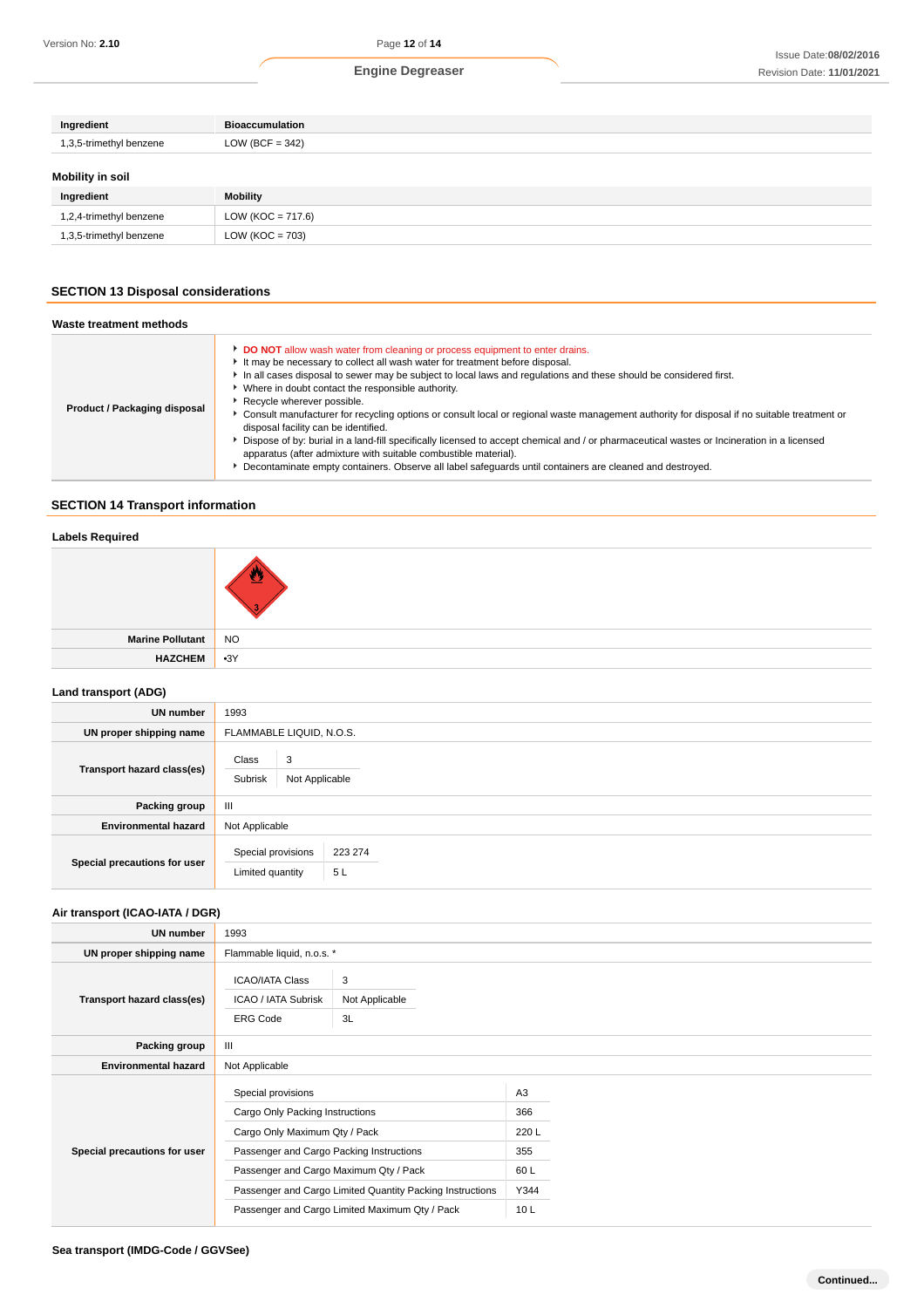| Ingredient | Bioaccumulation |
| --- | --- |
| 1,3,5-trimethyl benzene | LOW (BCF = 342) |

### Mobility in soil

| Ingredient | Mobility |
| --- | --- |
| 1,2,4-trimethyl benzene | LOW (KOC = 717.6) |
| 1,3,5-trimethyl benzene | LOW (KOC = 703) |

## SECTION 13 Disposal considerations

### Waste treatment methods

| | |
| --- | --- |
| **Product / Packaging disposal** | ▸ **DO NOT** allow wash water from cleaning or process equipment to enter drains.<br>▸ It may be necessary to collect all wash water for treatment before disposal.<br>▸ In all cases disposal to sewer may be subject to local laws and regulations and these should be considered first.<br>▸ Where in doubt contact the responsible authority.<br>▸ Recycle wherever possible.<br>▸ Consult manufacturer for recycling options or consult local or regional waste management authority for disposal if no suitable treatment or disposal facility can be identified.<br>▸ Dispose of by: burial in a land-fill specifically licensed to accept chemical and / or pharmaceutical wastes or Incineration in a licensed apparatus (after admixture with suitable combustible material).<br>▸ Decontaminate empty containers. Observe all label safeguards until containers are cleaned and destroyed. |

## SECTION 14 Transport information

### Labels Required

| | |
| --- | --- |
| | |
| **Marine Pollutant** | NO |
| **HAZCHEM** | •3Y |

### Land transport (ADG)

| | |
| --- | --- |
| **UN number** | 1993 |
| **UN proper shipping name** | FLAMMABLE LIQUID, N.O.S. |
| **Transport hazard class(es)** | Class: 3<br>Subrisk: Not Applicable |
| **Packing group** | III |
| **Environmental hazard** | Not Applicable |
| **Special precautions for user** | Special provisions: 223 274<br>Limited quantity: 5 L |

### Air transport (ICAO-IATA / DGR)

| | |
| --- | --- |
| **UN number** | 1993 |
| **UN proper shipping name** | Flammable liquid, n.o.s. * |
| **Transport hazard class(es)** | ICAO/IATA Class: 3<br>ICAO / IATA Subrisk: Not Applicable<br>ERG Code: 3L |
| **Packing group** | III |
| **Environmental hazard** | Not Applicable |
| **Special precautions for user** | Special provisions: A3<br>Cargo Only Packing Instructions: 366<br>Cargo Only Maximum Qty / Pack: 220 L<br>Passenger and Cargo Packing Instructions: 355<br>Passenger and Cargo Maximum Qty / Pack: 60 L<br>Passenger and Cargo Limited Quantity Packing Instructions: Y344<br>Passenger and Cargo Limited Maximum Qty / Pack: 10 L |

### Sea transport (IMDG-Code / GGVSee)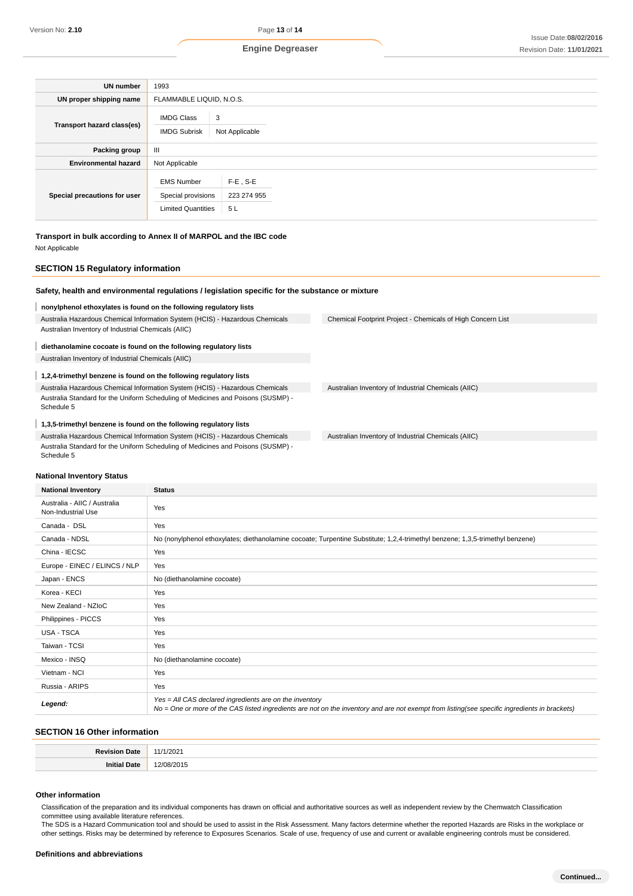| | |
|---|---|
| **UN number** | 1993 |
| **UN proper shipping name** | FLAMMABLE LIQUID, N.O.S. |
| **Transport hazard class(es)** | IMDG Class: 3<br>IMDG Subrisk: Not Applicable |
| **Packing group** | III |
| **Environmental hazard** | Not Applicable |
| **Special precautions for user** | EMS Number: F-E , S-E<br>Special provisions: 223 274 955<br>Limited Quantities: 5 L |

**Transport in bulk according to Annex II of MARPOL and the IBC code**

Not Applicable

## SECTION 15 Regulatory information

### Safety, health and environmental regulations / legislation specific for the substance or mixture

**nonylphenol ethoxylates is found on the following regulatory lists**

- Australia Hazardous Chemical Information System (HCIS) - Hazardous Chemicals
- Australian Inventory of Industrial Chemicals (AIIC)
- Chemical Footprint Project - Chemicals of High Concern List

**diethanolamine cocoate is found on the following regulatory lists**

- Australian Inventory of Industrial Chemicals (AIIC)

**1,2,4-trimethyl benzene is found on the following regulatory lists**

- Australia Hazardous Chemical Information System (HCIS) - Hazardous Chemicals
- Australia Standard for the Uniform Scheduling of Medicines and Poisons (SUSMP) - Schedule 5
- Australian Inventory of Industrial Chemicals (AIIC)

**1,3,5-trimethyl benzene is found on the following regulatory lists**

- Australia Hazardous Chemical Information System (HCIS) - Hazardous Chemicals
- Australia Standard for the Uniform Scheduling of Medicines and Poisons (SUSMP) - Schedule 5
- Australian Inventory of Industrial Chemicals (AIIC)

### National Inventory Status

| National Inventory | Status |
|---|---|
| Australia - AIIC / Australia Non-Industrial Use | Yes |
| Canada - DSL | Yes |
| Canada - NDSL | No (nonylphenol ethoxylates; diethanolamine cocoate; Turpentine Substitute; 1,2,4-trimethyl benzene; 1,3,5-trimethyl benzene) |
| China - IECSC | Yes |
| Europe - EINEC / ELINCS / NLP | Yes |
| Japan - ENCS | No (diethanolamine cocoate) |
| Korea - KECI | Yes |
| New Zealand - NZIoC | Yes |
| Philippines - PICCS | Yes |
| USA - TSCA | Yes |
| Taiwan - TCSI | Yes |
| Mexico - INSQ | No (diethanolamine cocoate) |
| Vietnam - NCI | Yes |
| Russia - ARIPS | Yes |
| ***Legend:*** | *Yes = All CAS declared ingredients are on the inventory*<br>*No = One or more of the CAS listed ingredients are not on the inventory and are not exempt from listing(see specific ingredients in brackets)* |

## SECTION 16 Other information

| | |
|---|---|
| **Revision Date** | 11/1/2021 |
| **Initial Date** | 12/08/2015 |

### Other information

Classification of the preparation and its individual components has drawn on official and authoritative sources as well as independent review by the Chemwatch Classification committee using available literature references.

The SDS is a Hazard Communication tool and should be used to assist in the Risk Assessment. Many factors determine whether the reported Hazards are Risks in the workplace or other settings. Risks may be determined by reference to Exposures Scenarios. Scale of use, frequency of use and current or available engineering controls must be considered.

### Definitions and abbreviations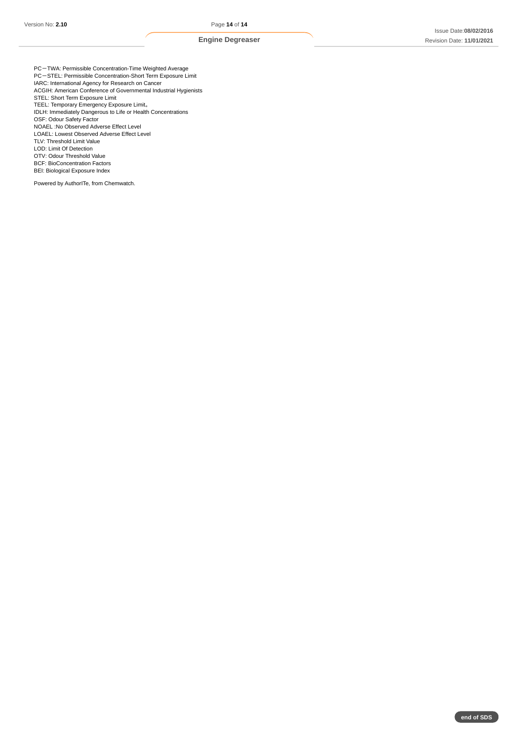PC－TWA: Permissible Concentration-Time Weighted Average
PC－STEL: Permissible Concentration-Short Term Exposure Limit
IARC: International Agency for Research on Cancer
ACGIH: American Conference of Governmental Industrial Hygienists
STEL: Short Term Exposure Limit
TEEL: Temporary Emergency Exposure Limit。
IDLH: Immediately Dangerous to Life or Health Concentrations
OSF: Odour Safety Factor
NOAEL :No Observed Adverse Effect Level
LOAEL: Lowest Observed Adverse Effect Level
TLV: Threshold Limit Value
LOD: Limit Of Detection
OTV: Odour Threshold Value
BCF: BioConcentration Factors
BEI: Biological Exposure Index

Powered by AuthorITe, from Chemwatch.

**end of SDS**